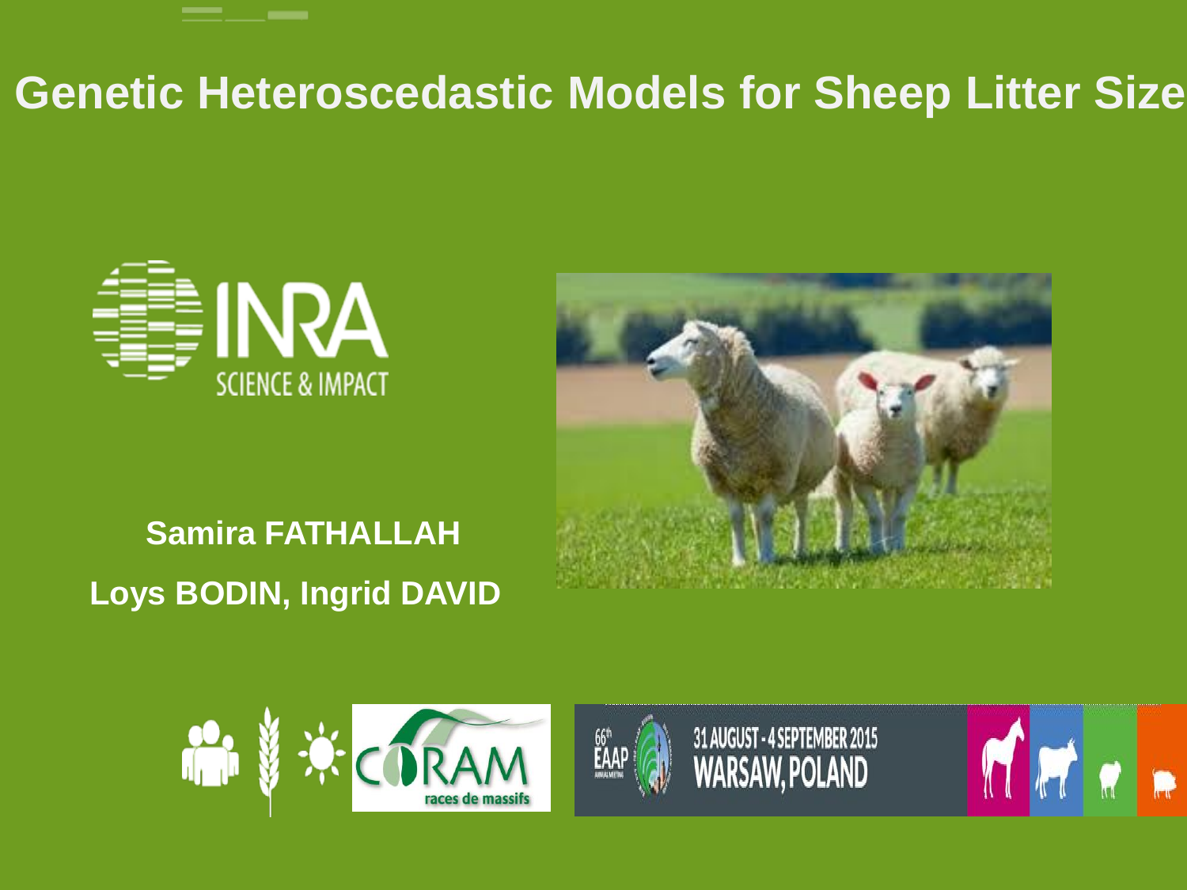# Genetic Heteroscedastic Models for Sheep Litter Size

**Samira FATHALLAH**

**Loys BODIN, Ingrid DAVID**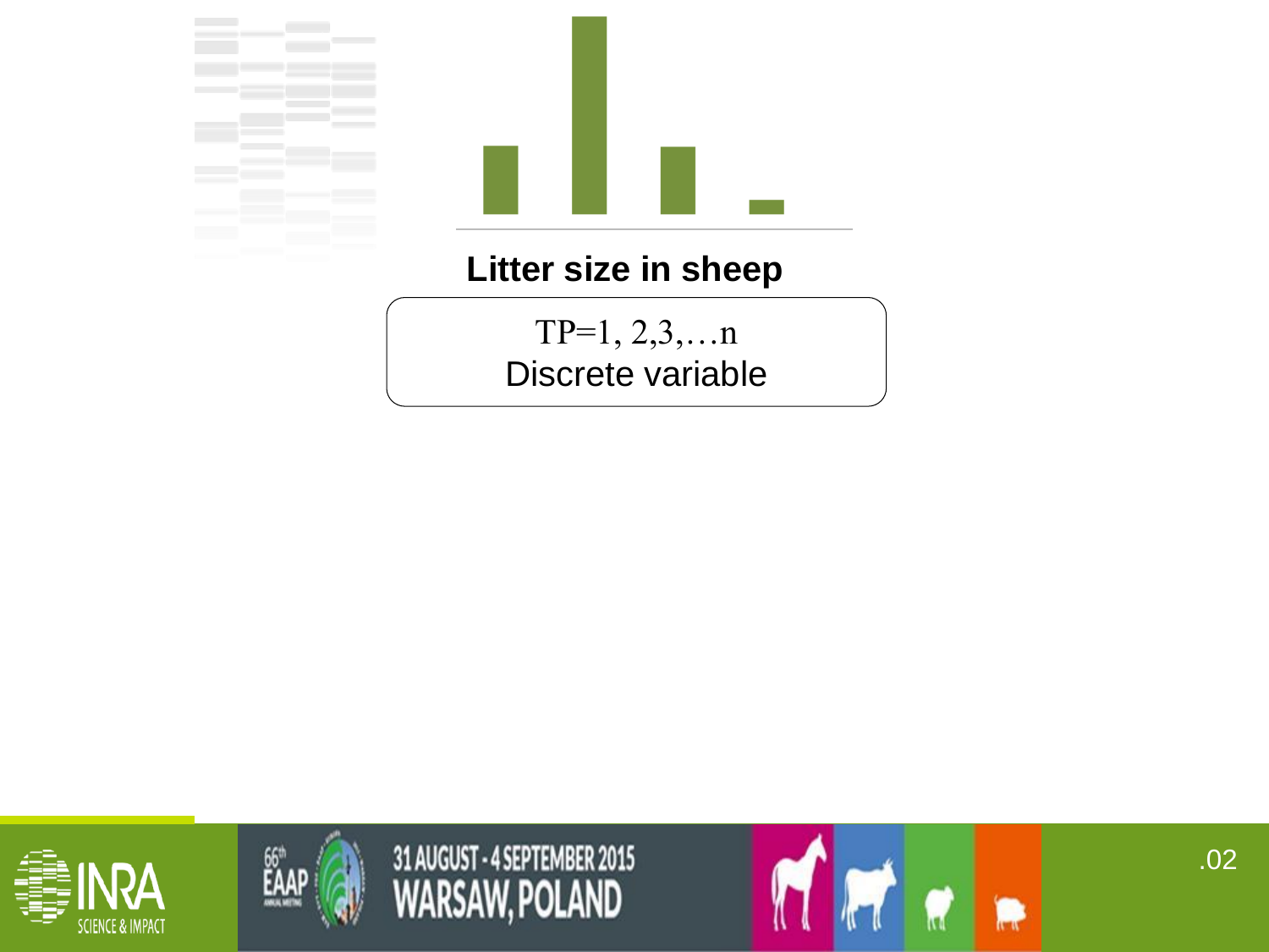**Litter size in sheep**

TP=1, 2,3,…n

Discrete variable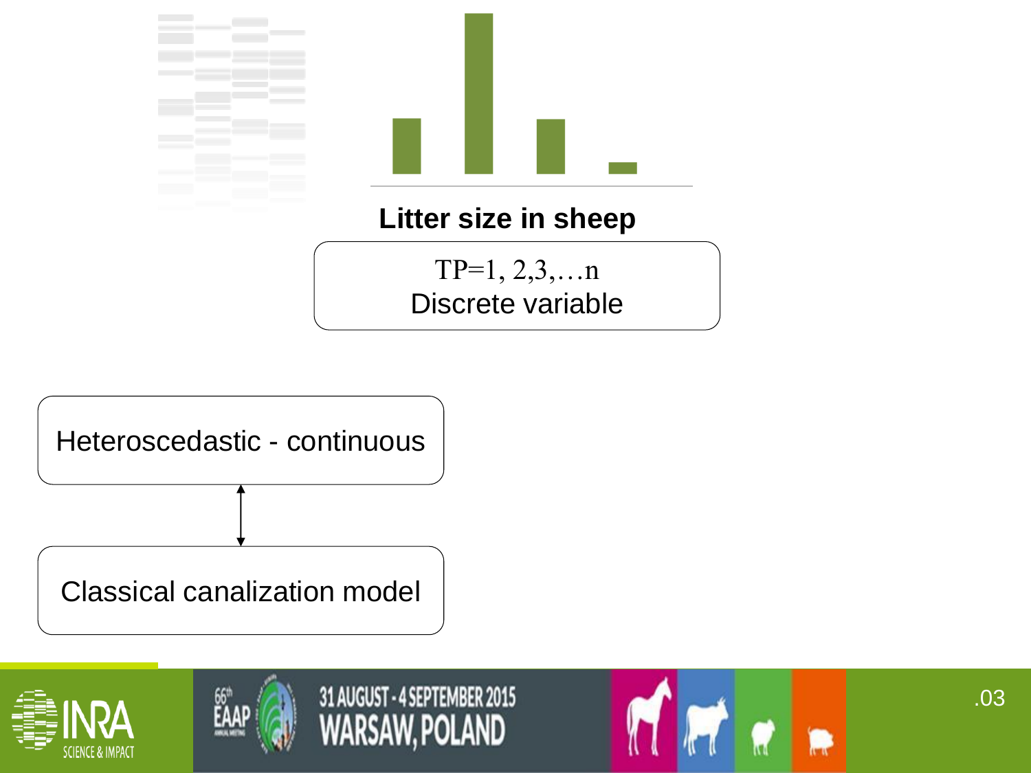**Litter size in sheep**

TP=1, 2,3,…n
Discrete variable

Heteroscedastic - continuous

Classical canalization model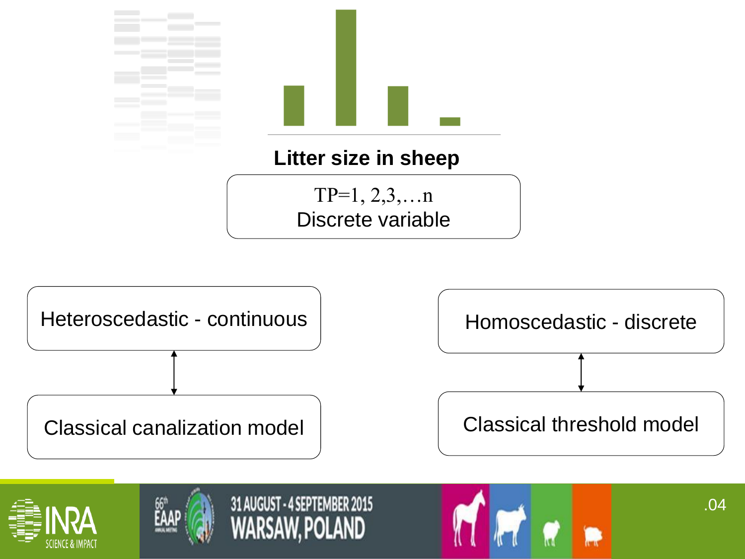**Litter size in sheep**

TP=1, 2,3,…n
Discrete variable

Heteroscedastic - continuous

Classical canalization model

Homoscedastic - discrete

Classical threshold model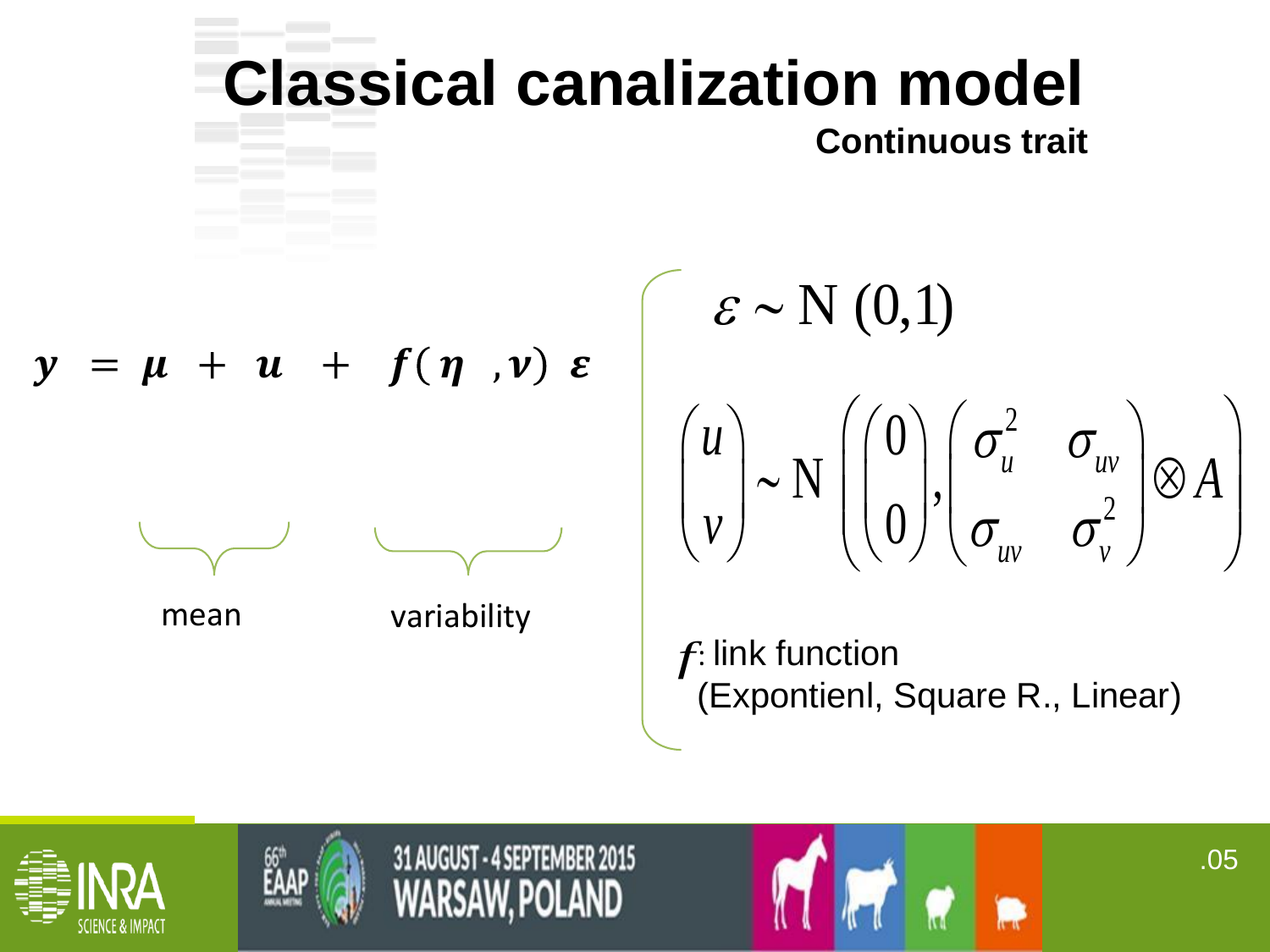# Classical canalization model

**Continuous trait**

$$\boldsymbol{y} = \boldsymbol{\mu} + \boldsymbol{u} + \boldsymbol{f}(\boldsymbol{\eta}, \boldsymbol{v})\,\boldsymbol{\varepsilon}$$

mean (for $\mu + u$)

variability (for $f(\eta, v)\,\varepsilon$)

$$\varepsilon \sim \mathrm{N}\,(0,1)$$

$$\begin{pmatrix} u \\ v \end{pmatrix} \sim \mathrm{N}\left( \begin{pmatrix} 0 \\ 0 \end{pmatrix}, \begin{pmatrix} \sigma_u^2 & \sigma_{uv} \\ \sigma_{uv} & \sigma_v^2 \end{pmatrix} \otimes A \right)$$

$f$: link function
(Expontienl, Square R., Linear)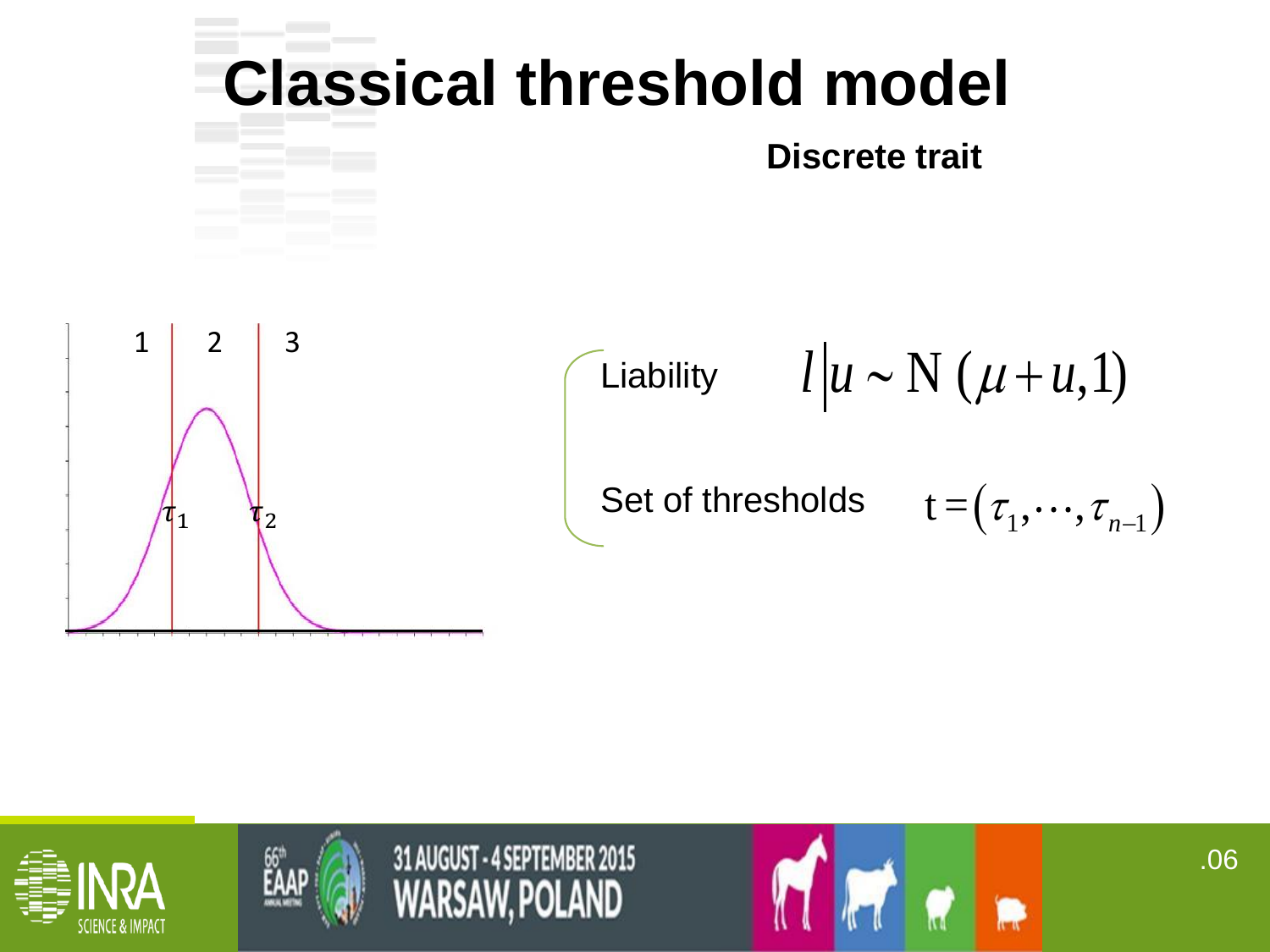# Classical threshold model

**Discrete trait**

1 | 2 | 3

$\tau_1$ $\tau_2$

Liability $$l|u \sim \mathrm{N}\ (\mu + u, 1)$$

Set of thresholds $$\mathrm{t} = (\tau_1, \cdots, \tau_{n-1})$$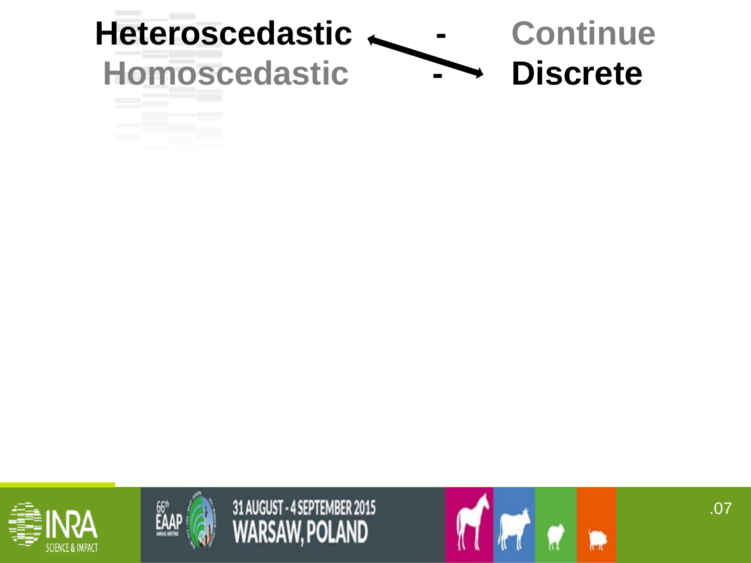| | | |
|---|---|---|
| **Heteroscedastic** | - | Continue |
| Homoscedastic | - | **Discrete** |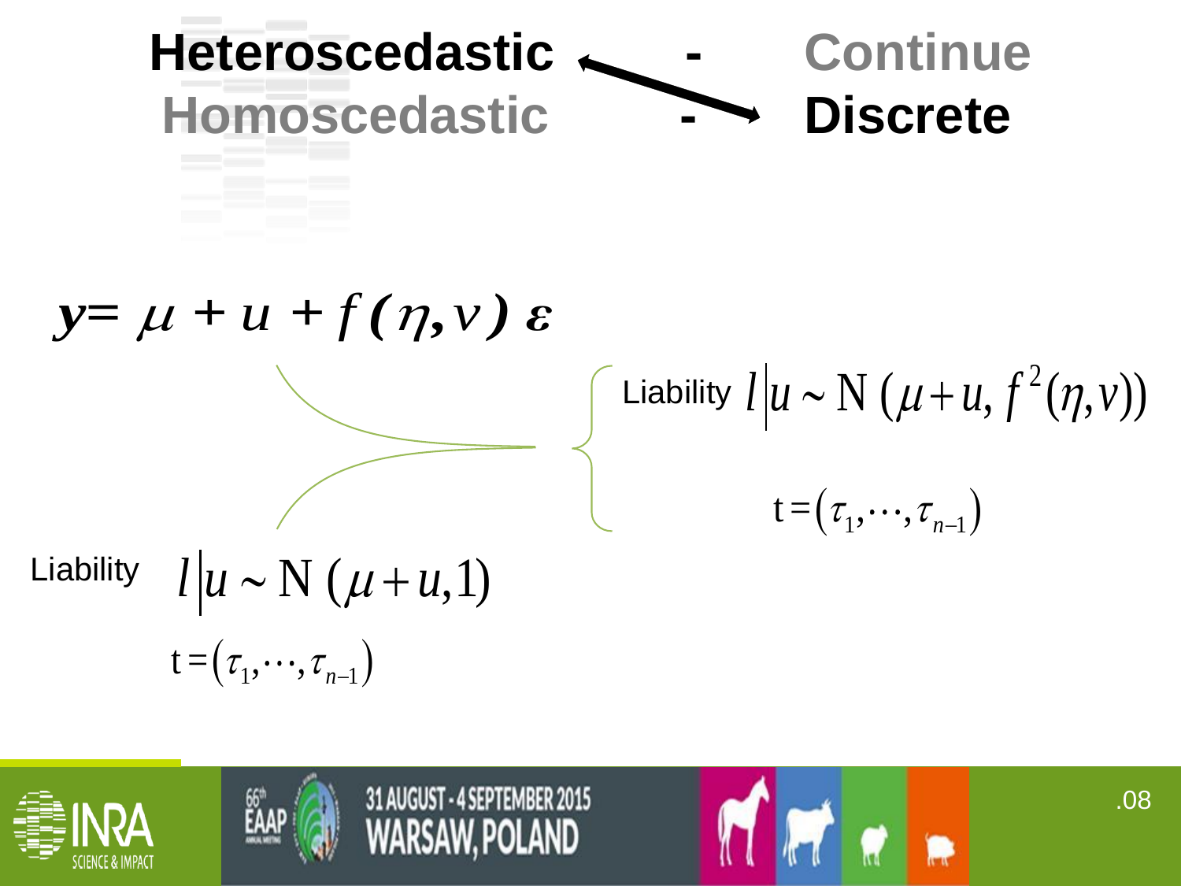**Heteroscedastic** - Continue

Homoscedastic - **Discrete**

$$y = \mu + u + f(\eta, v)\,\varepsilon$$

Liability $l \mid u \sim \mathrm{N}(\mu + u, f^2(\eta, v))$

$$t = (\tau_1, \cdots, \tau_{n-1})$$

Liability $l \mid u \sim \mathrm{N}(\mu + u, 1)$

$$t = (\tau_1, \cdots, \tau_{n-1})$$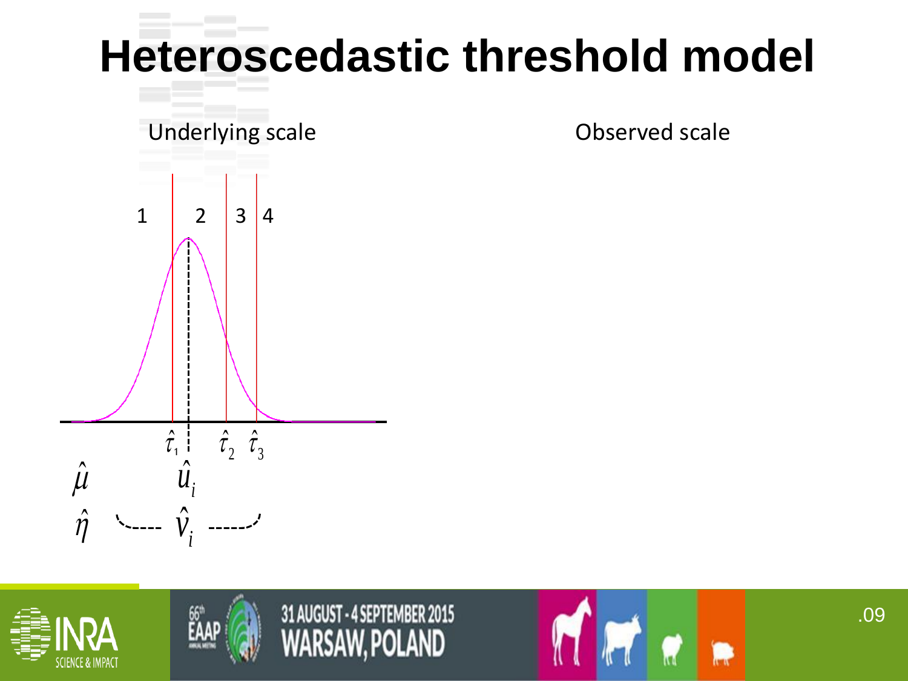# Heteroscedastic threshold model

Underlying scale

Observed scale

1 | 2 | 3 | 4

$\hat{\tau}_1$ $\hat{\tau}_2$ $\hat{\tau}_3$

$\hat{\mu}$ $\hat{u}_i$

$\hat{\eta}$ $\hat{v}_i$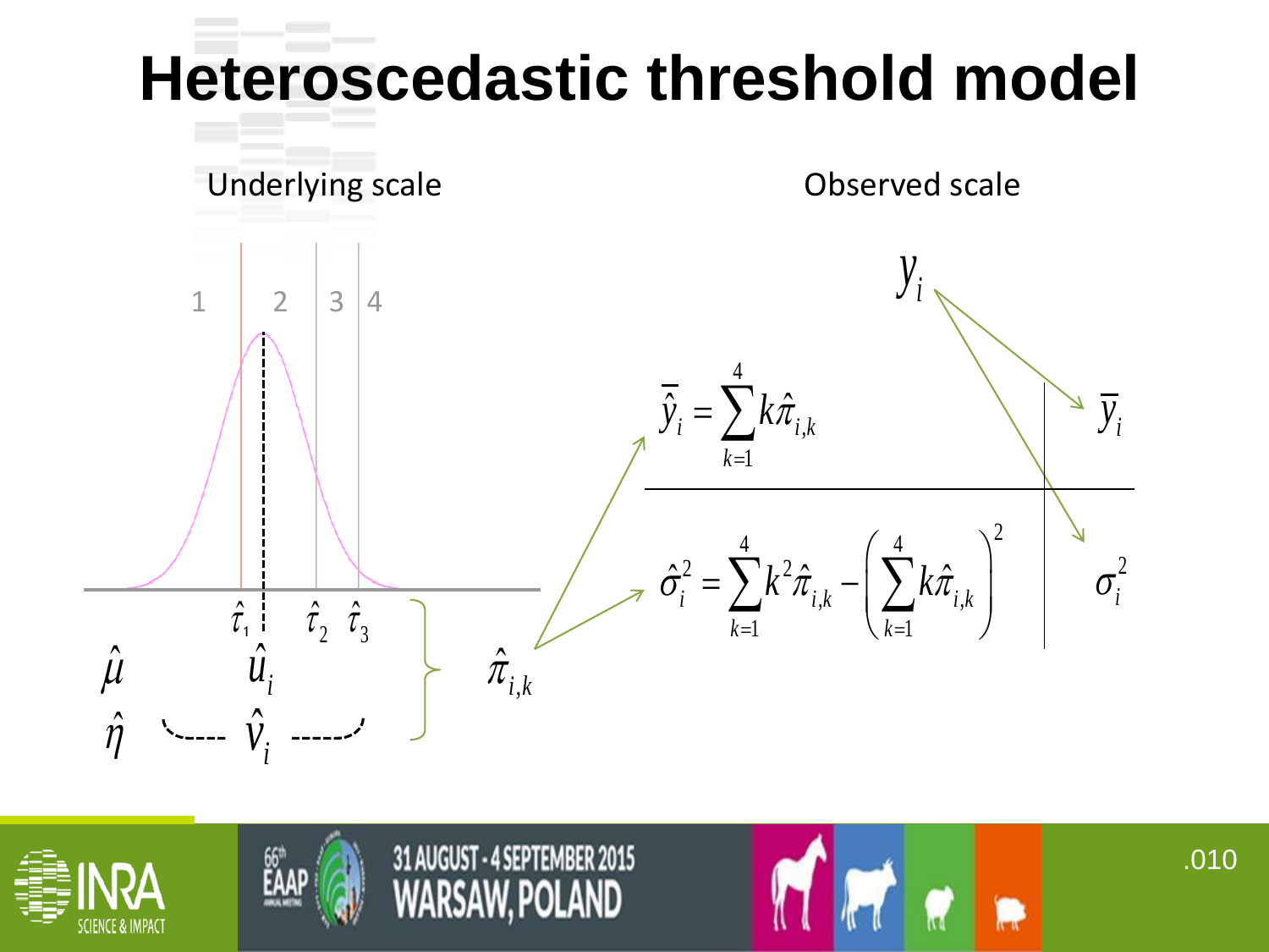# Heteroscedastic threshold model

Underlying scale

1 2 3 4

$\hat{\tau}_1$ $\hat{\tau}_2$ $\hat{\tau}_3$

$\hat{\mu}$ $\hat{u}_i$

$\hat{\eta}$ $\hat{v}_i$

$\hat{\pi}_{i,k}$

Observed scale

$y_i$

$$\bar{\hat{y}}_i = \sum_{k=1}^{4} k\hat{\pi}_{i,k}$$

$\bar{y}_i$

$$\hat{\sigma}_i^2 = \sum_{k=1}^{4} k^2\hat{\pi}_{i,k} - \left(\sum_{k=1}^{4} k\hat{\pi}_{i,k}\right)^2$$

$\sigma_i^2$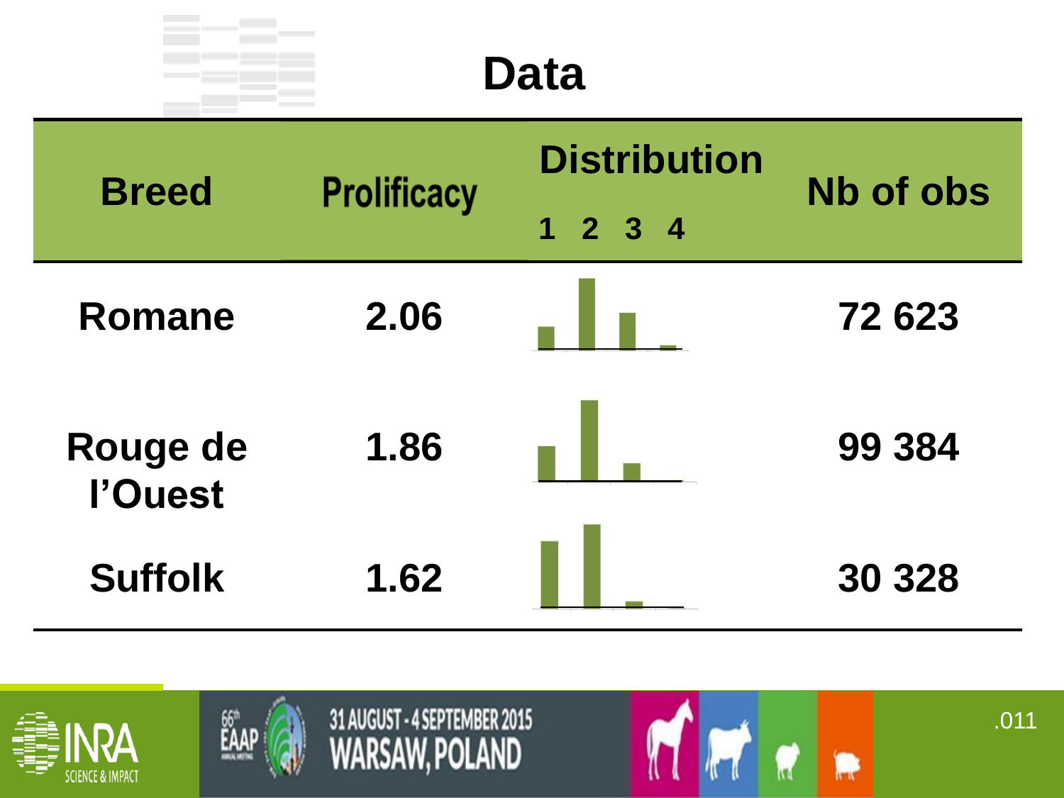# Data

| Breed | Prolificacy | Distribution 1 2 3 4 | Nb of obs |
|---|---|---|---|
| Romane | 2.06 | | 72 623 |
| Rouge de l'Ouest | 1.86 | | 99 384 |
| Suffolk | 1.62 | | 30 328 |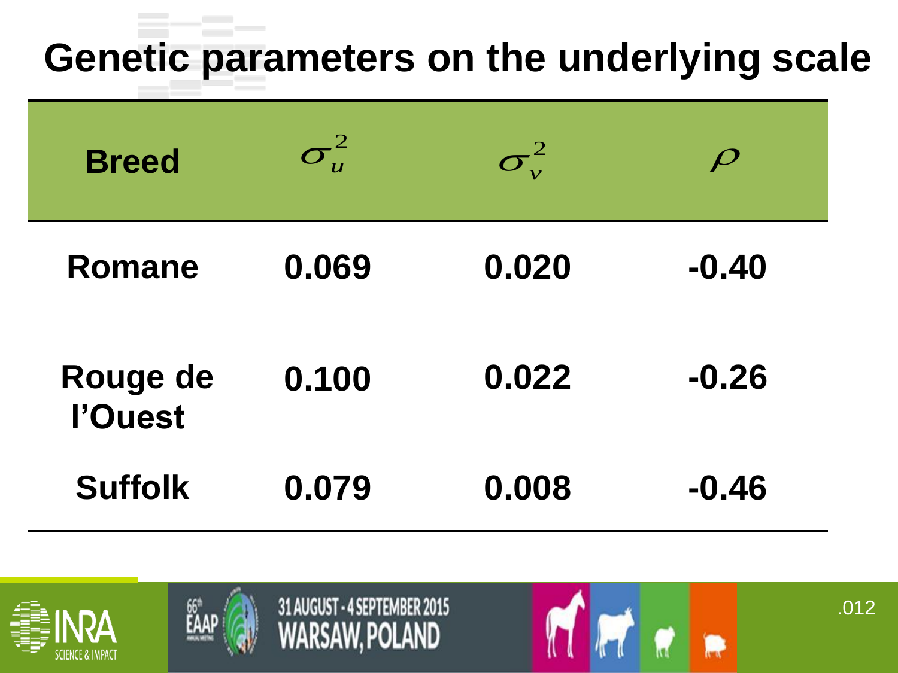# Genetic parameters on the underlying scale

| Breed | $\sigma_u^2$ | $\sigma_v^2$ | $\rho$ |
|---|---|---|---|
| Romane | 0.069 | 0.020 | -0.40 |
| Rouge de l'Ouest | 0.100 | 0.022 | -0.26 |
| Suffolk | 0.079 | 0.008 | -0.46 |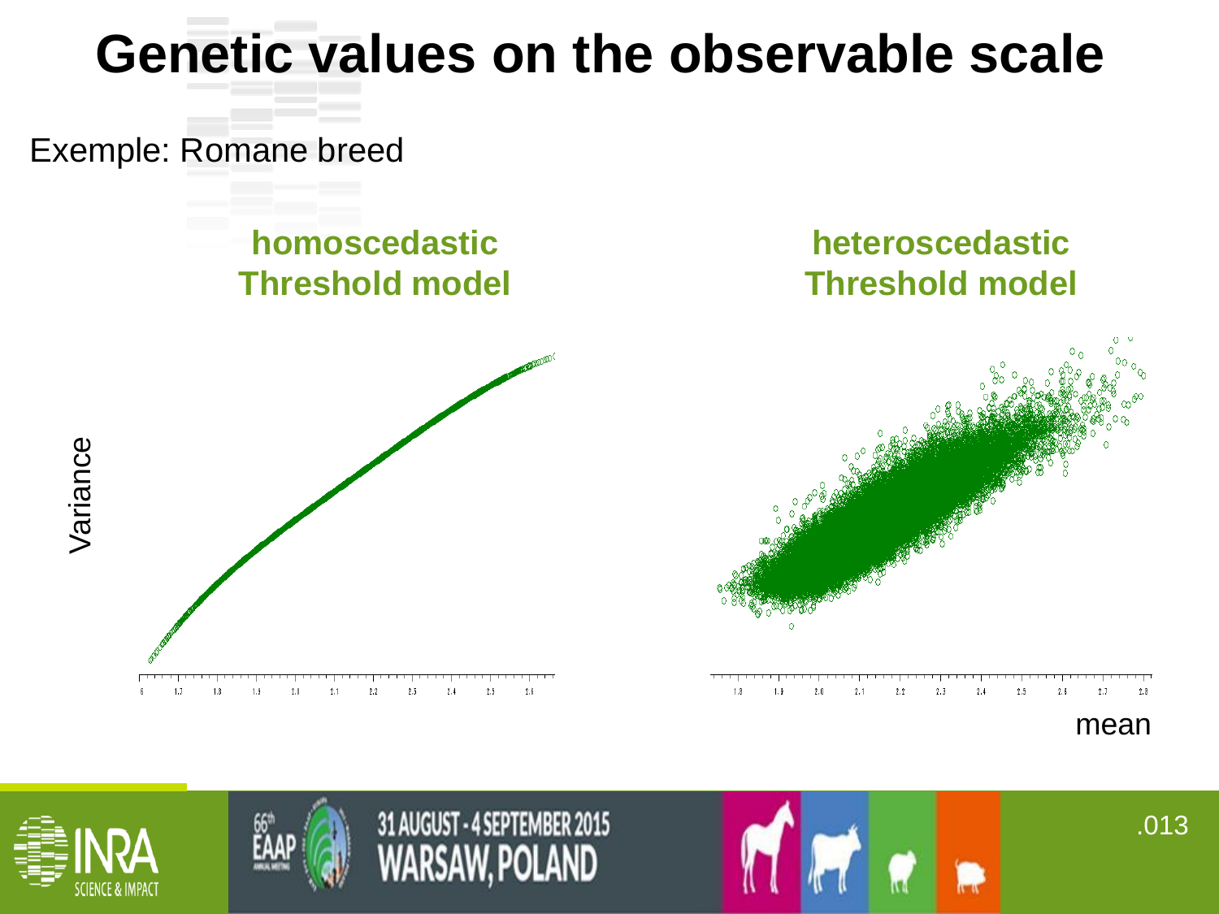# Genetic values on the observable scale

Exemple: Romane breed

**homoscedastic Threshold model**

**heteroscedastic Threshold model**

Variance

mean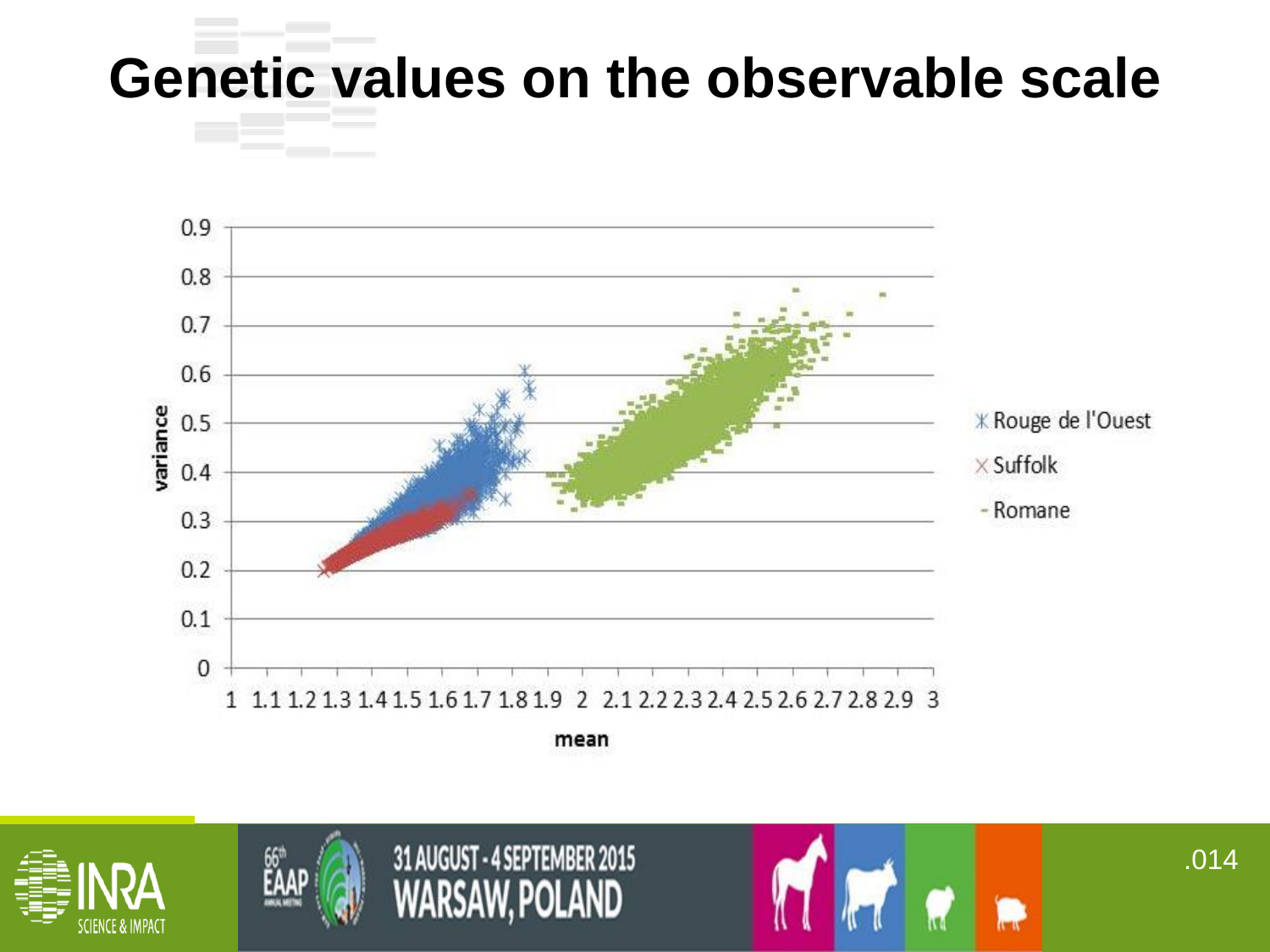# Genetic values on the observable scale

variance

0.9
0.8
0.7
0.6
0.5
0.4
0.3
0.2
0.1
0

1 1.1 1.2 1.3 1.4 1.5 1.6 1.7 1.8 1.9 2 2.1 2.2 2.3 2.4 2.5 2.6 2.7 2.8 2.9 3

mean

Rouge de l'Ouest
Suffolk
Romane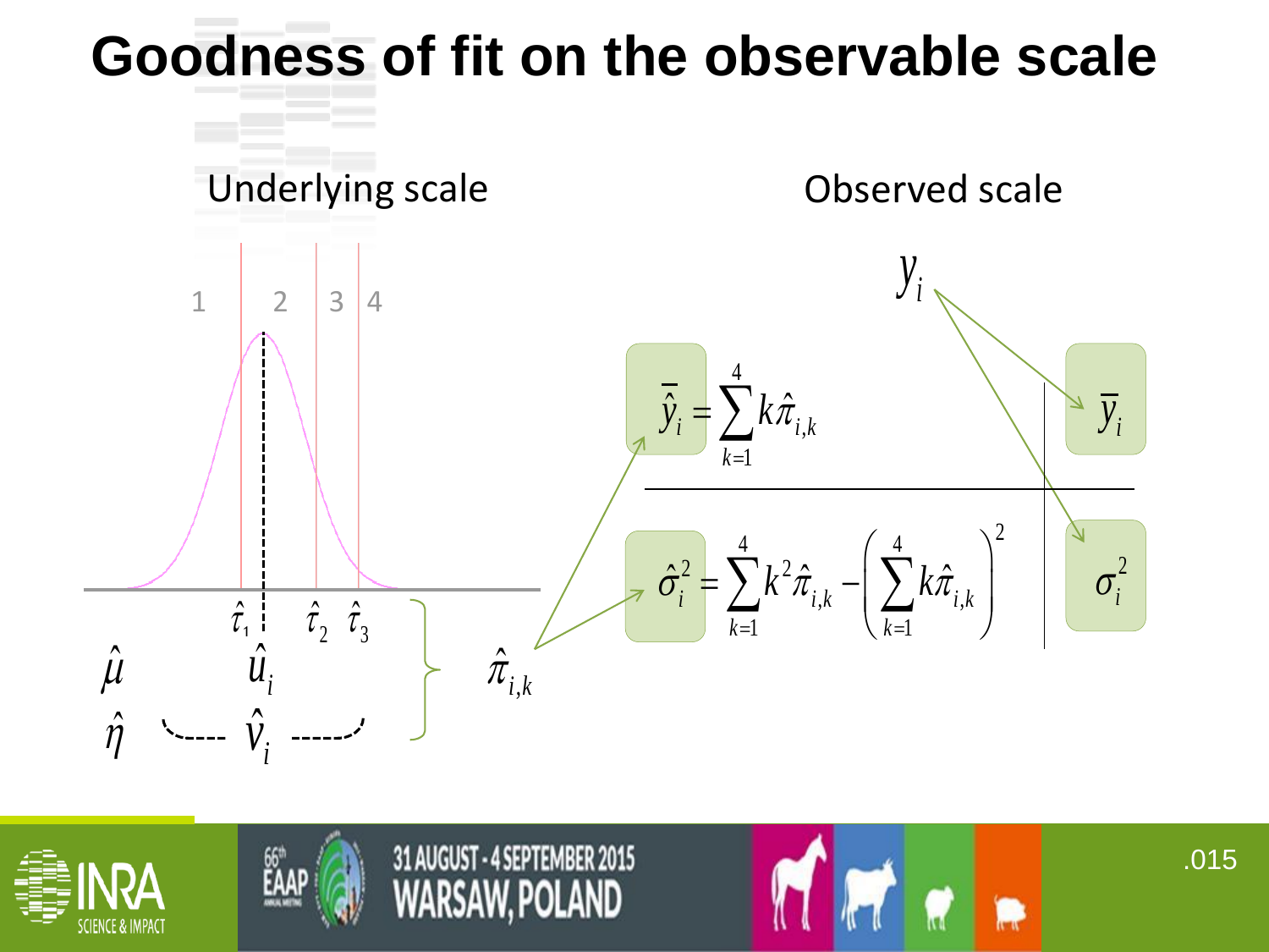# Goodness of fit on the observable scale

**Underlying scale**

1 2 3 4

$\hat{\tau}_1$ $\hat{u}_i$ $\hat{\tau}_2$ $\hat{\tau}_3$

$\hat{\mu}$

$\hat{\eta}$ $\hat{v}_i$

$\hat{\pi}_{i,k}$

**Observed scale**

$y_i$

$$\bar{\hat{y}}_i = \sum_{k=1}^{4} k\hat{\pi}_{i,k}$$

$\bar{y}_i$

$$\hat{\sigma}_i^2 = \sum_{k=1}^{4} k^2\hat{\pi}_{i,k} - \left(\sum_{k=1}^{4} k\hat{\pi}_{i,k}\right)^2$$

$\sigma_i^2$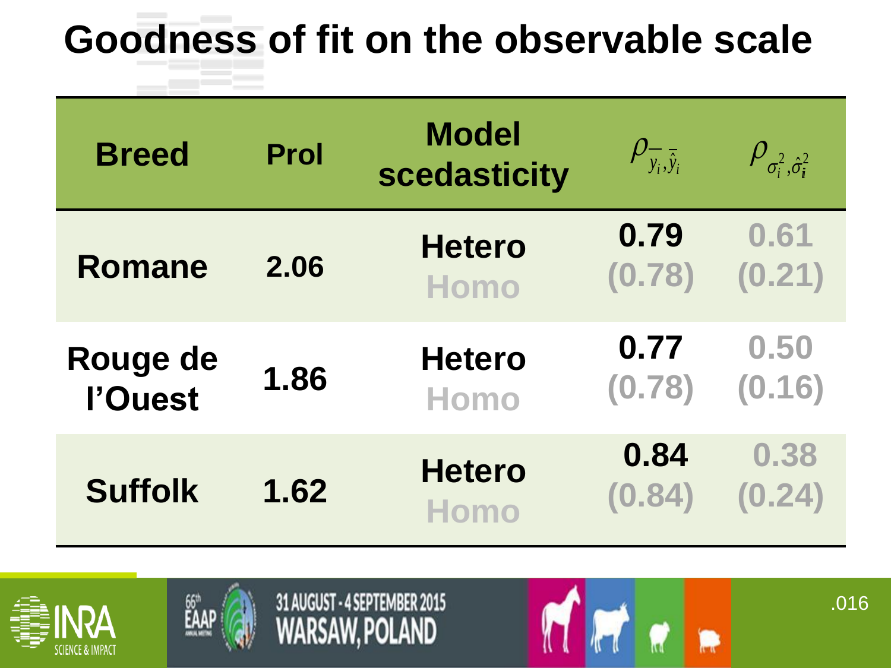# Goodness of fit on the observable scale

| Breed | Prol | Model scedasticity | $\rho_{\bar{y}_i,\bar{\hat{y}}_i}$ | $\rho_{\sigma_i^2,\hat{\sigma}_i^2}$ |
|---|---|---|---|---|
| Romane | 2.06 | Hetero<br>Homo | 0.79<br>(0.78) | 0.61<br>(0.21) |
| Rouge de l'Ouest | 1.86 | Hetero<br>Homo | 0.77<br>(0.78) | 0.50<br>(0.16) |
| Suffolk | 1.62 | Hetero<br>Homo | 0.84<br>(0.84) | 0.38<br>(0.24) |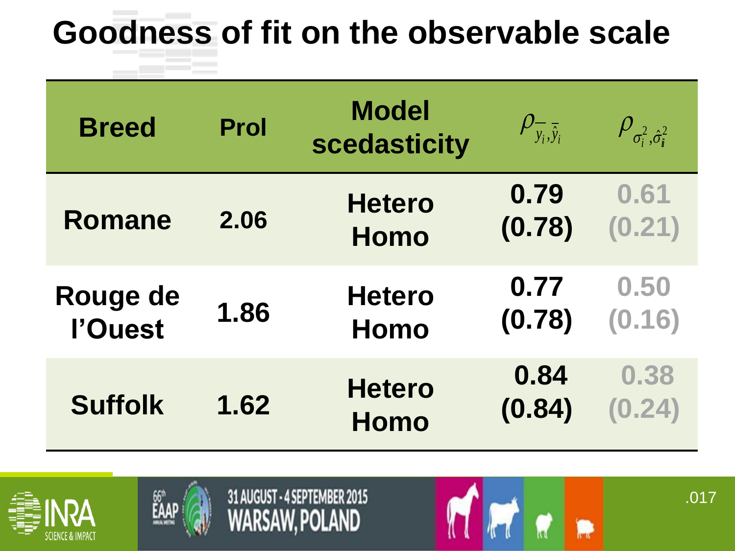# Goodness of fit on the observable scale

| Breed | Prol | Model scedasticity | $\rho_{\bar{y}_i,\hat{\bar{y}}_i}$ | $\rho_{\sigma_i^2,\hat{\sigma}_i^2}$ |
|---|---|---|---|---|
| Romane | 2.06 | Hetero<br>Homo | 0.79<br>(0.78) | 0.61<br>(0.21) |
| Rouge de l'Ouest | 1.86 | Hetero<br>Homo | 0.77<br>(0.78) | 0.50<br>(0.16) |
| Suffolk | 1.62 | Hetero<br>Homo | 0.84<br>(0.84) | 0.38<br>(0.24) |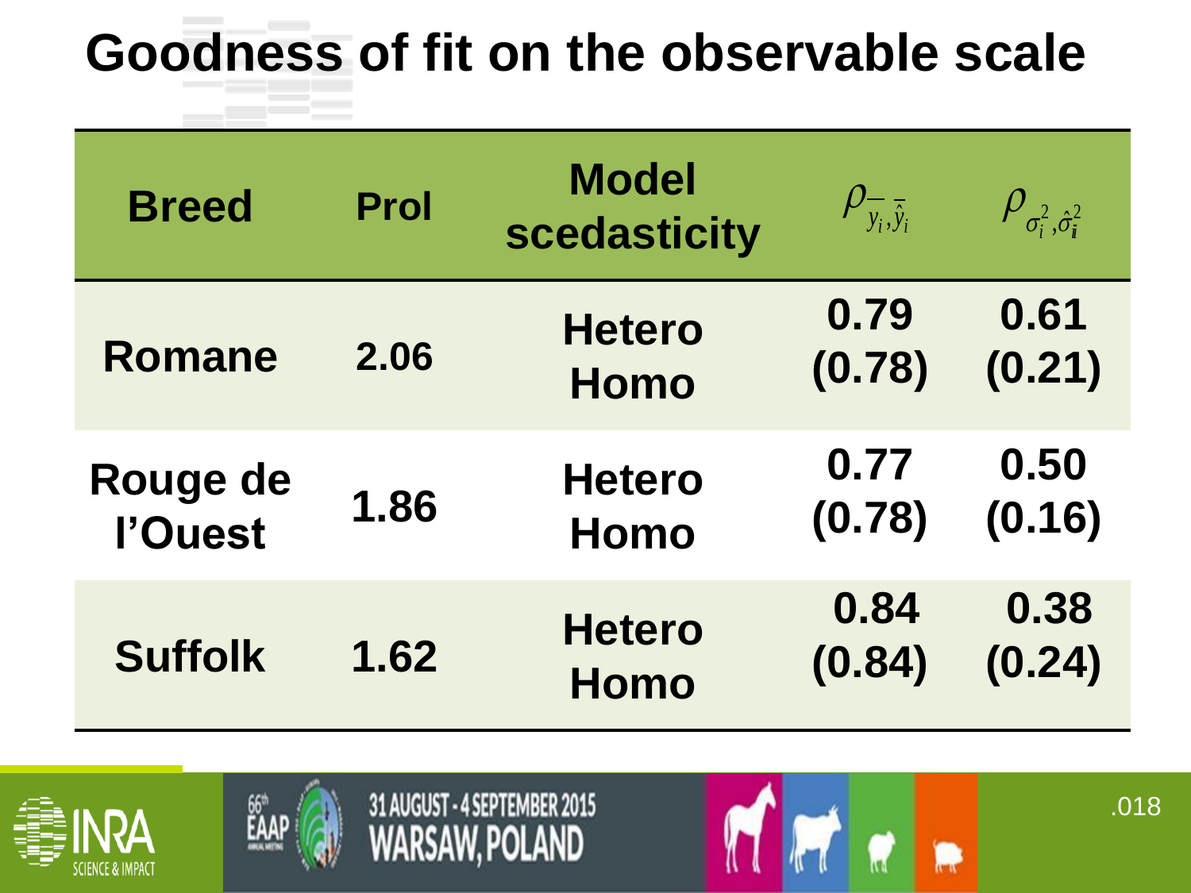# Goodness of fit on the observable scale

| Breed | Prol | Model scedasticity | $\rho_{\bar{y}_i,\bar{\hat{y}}_i}$ | $\rho_{\sigma_i^2,\hat{\sigma}_i^2}$ |
|---|---|---|---|---|
| Romane | 2.06 | Hetero<br>Homo | 0.79<br>(0.78) | 0.61<br>(0.21) |
| Rouge de l'Ouest | 1.86 | Hetero<br>Homo | 0.77<br>(0.78) | 0.50<br>(0.16) |
| Suffolk | 1.62 | Hetero<br>Homo | 0.84<br>(0.84) | 0.38<br>(0.24) |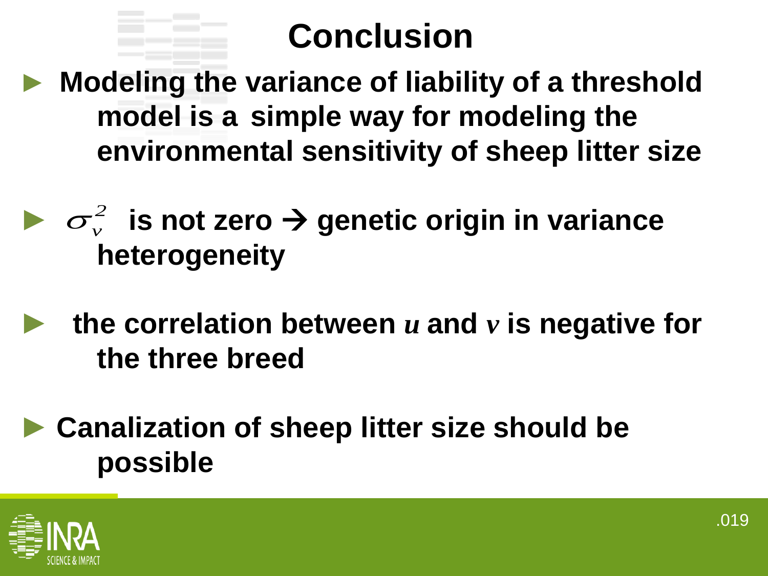# Conclusion

- **Modeling the variance of liability of a threshold model is a simple way for modeling the environmental sensitivity of sheep litter size**

- $\sigma_v^2$ **is not zero → genetic origin in variance heterogeneity**

- **the correlation between** $u$ **and** $v$ **is negative for the three breed**

- **Canalization of sheep litter size should be possible**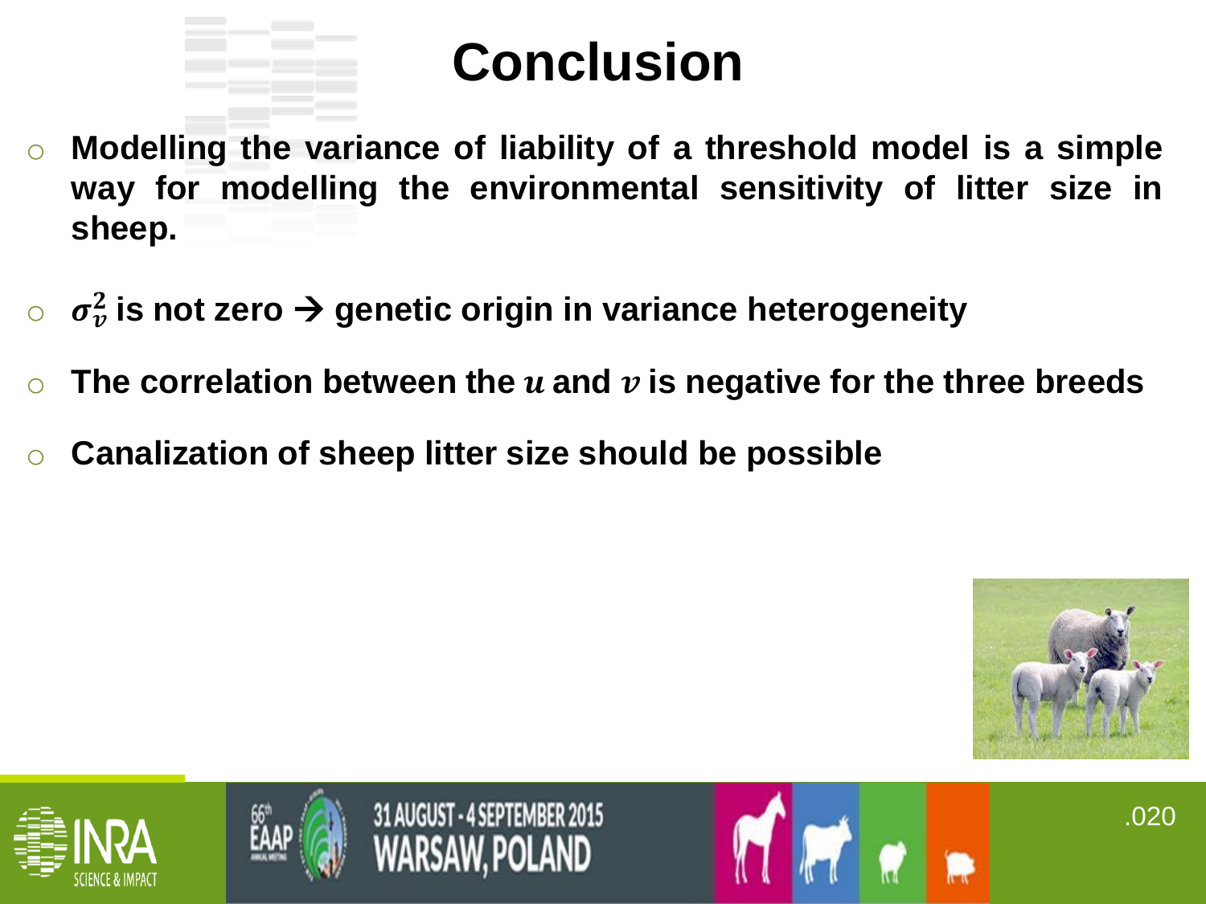# Conclusion

- **Modelling the variance of liability of a threshold model is a simple way for modelling the environmental sensitivity of litter size in sheep.**
- **$\sigma_v^2$ is not zero → genetic origin in variance heterogeneity**
- **The correlation between the $u$ and $v$ is negative for the three breeds**
- **Canalization of sheep litter size should be possible**